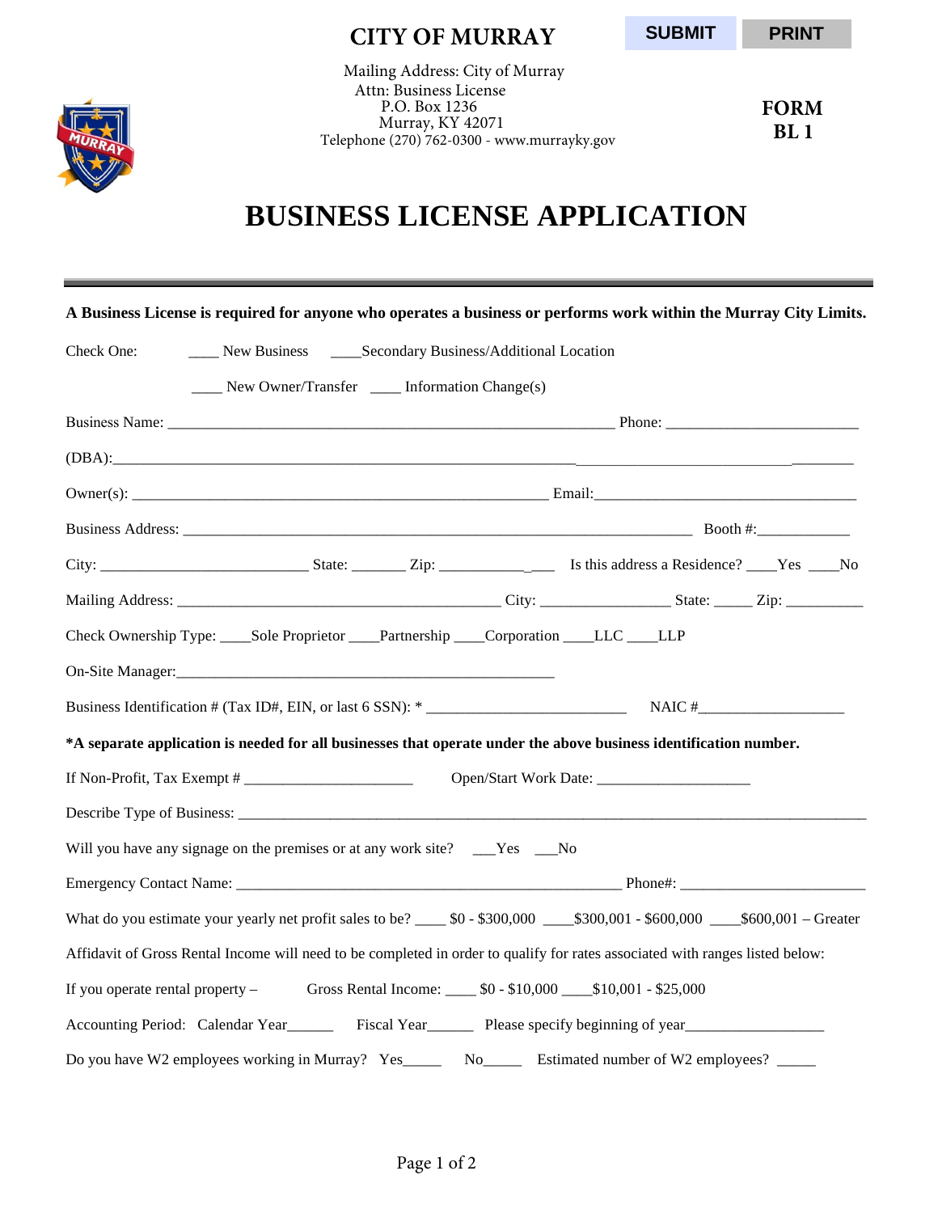# CITY OF MURRAY

SUBMIT PRINT

Mailing Address: City of Murray
Attn: Business License
P.O. Box 1236
Murray, KY 42071
Telephone (270) 762-0300 - www.murrayky.gov

**FORM BL 1**

# BUSINESS LICENSE APPLICATION

**A Business License is required for anyone who operates a business or performs work within the Murray City Limits.**

Check One: ____ New Business ____Secondary Business/Additional Location

____ New Owner/Transfer ____ Information Change(s)

Business Name: ____________________________________________ Phone: ____________________

(DBA):______________________________________________________________________

Owner(s): __________________________________________ Email:____________________________

Business Address: ________________________________________________________ Booth #:__________

City: ______________________ State: ______ Zip: __________ Is this address a Residence? ____Yes ____No

Mailing Address: ____________________________________ City: ______________ State: _____ Zip: _________

Check Ownership Type: ____Sole Proprietor ____Partnership ____Corporation ____LLC ____LLP

On-Site Manager:_____________________________________________

Business Identification # (Tax ID#, EIN, or last 6 SSN): * ______________________ NAIC #_________________

**\*A separate application is needed for all businesses that operate under the above business identification number.**

If Non-Profit, Tax Exempt # ____________________ Open/Start Work Date: __________________

Describe Type of Business: ____________________________________________________________________

Will you have any signage on the premises or at any work site? ___Yes ___No

Emergency Contact Name: ____________________________________________ Phone#: ____________________

What do you estimate your yearly net profit sales to be? ____ $0 - $300,000 ____$300,001 - $600,000 ____$600,001 – Greater

Affidavit of Gross Rental Income will need to be completed in order to qualify for rates associated with ranges listed below:

If you operate rental property – Gross Rental Income: ____ $0 - $10,000 ____$10,001 - $25,000

Accounting Period: Calendar Year______ Fiscal Year______ Please specify beginning of year_________________

Do you have W2 employees working in Murray? Yes_____ No_____ Estimated number of W2 employees? _____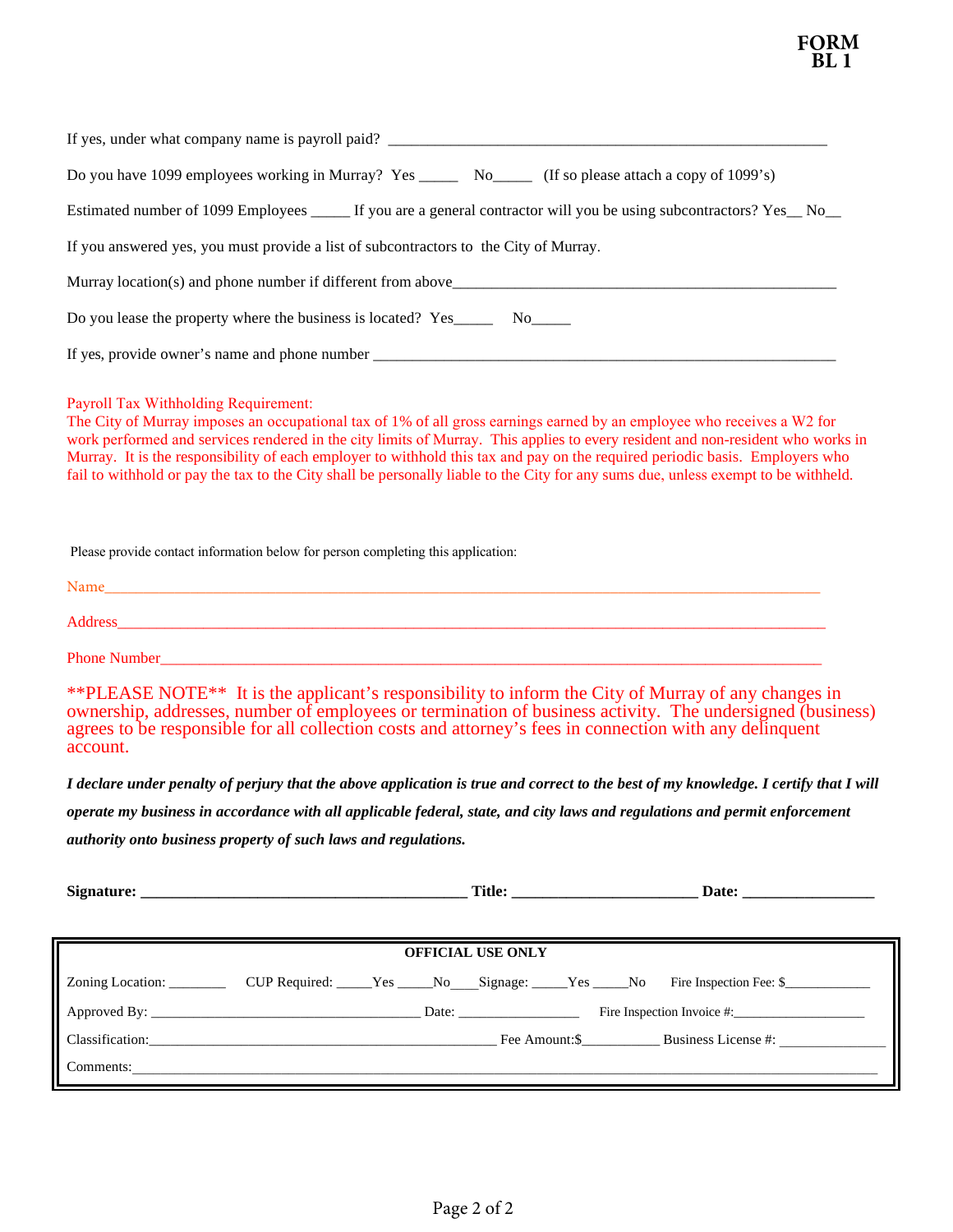**FORM BL 1**

If yes, under what company name is payroll paid? ____________________________________________________

Do you have 1099 employees working in Murray? Yes _____ No_____ (If so please attach a copy of 1099's)

Estimated number of 1099 Employees _____ If you are a general contractor will you be using subcontractors? Yes__ No__

If you answered yes, you must provide a list of subcontractors to the City of Murray.

Murray location(s) and phone number if different from above__________________________________________________

Do you lease the property where the business is located? Yes_____ No_____

If yes, provide owner's name and phone number ____________________________________________________________

Payroll Tax Withholding Requirement:
The City of Murray imposes an occupational tax of 1% of all gross earnings earned by an employee who receives a W2 for work performed and services rendered in the city limits of Murray. This applies to every resident and non-resident who works in Murray. It is the responsibility of each employer to withhold this tax and pay on the required periodic basis. Employers who fail to withhold or pay the tax to the City shall be personally liable to the City for any sums due, unless exempt to be withheld.

Please provide contact information below for person completing this application:

Name_____________________________________________________________________________________

Address___________________________________________________________________________________

Phone Number______________________________________________________________________________

**PLEASE NOTE** It is the applicant's responsibility to inform the City of Murray of any changes in ownership, addresses, number of employees or termination of business activity. The undersigned (business) agrees to be responsible for all collection costs and attorney's fees in connection with any delinquent account.

***I declare under penalty of perjury that the above application is true and correct to the best of my knowledge. I certify that I will operate my business in accordance with all applicable federal, state, and city laws and regulations and permit enforcement authority onto business property of such laws and regulations.***

**Signature: __________________________________________ Title: _______________________ Date: ________________**

**OFFICIAL USE ONLY**

Zoning Location: ________ CUP Required: _____Yes _____No____Signage: _____Yes _____No Fire Inspection Fee: $____________

Approved By: ____________________________________ Date: _________________ Fire Inspection Invoice #:___________________

Classification:_________________________________________________ Fee Amount:$__________ Business License #: _______________

Comments:_______________________________________________________________________________________________